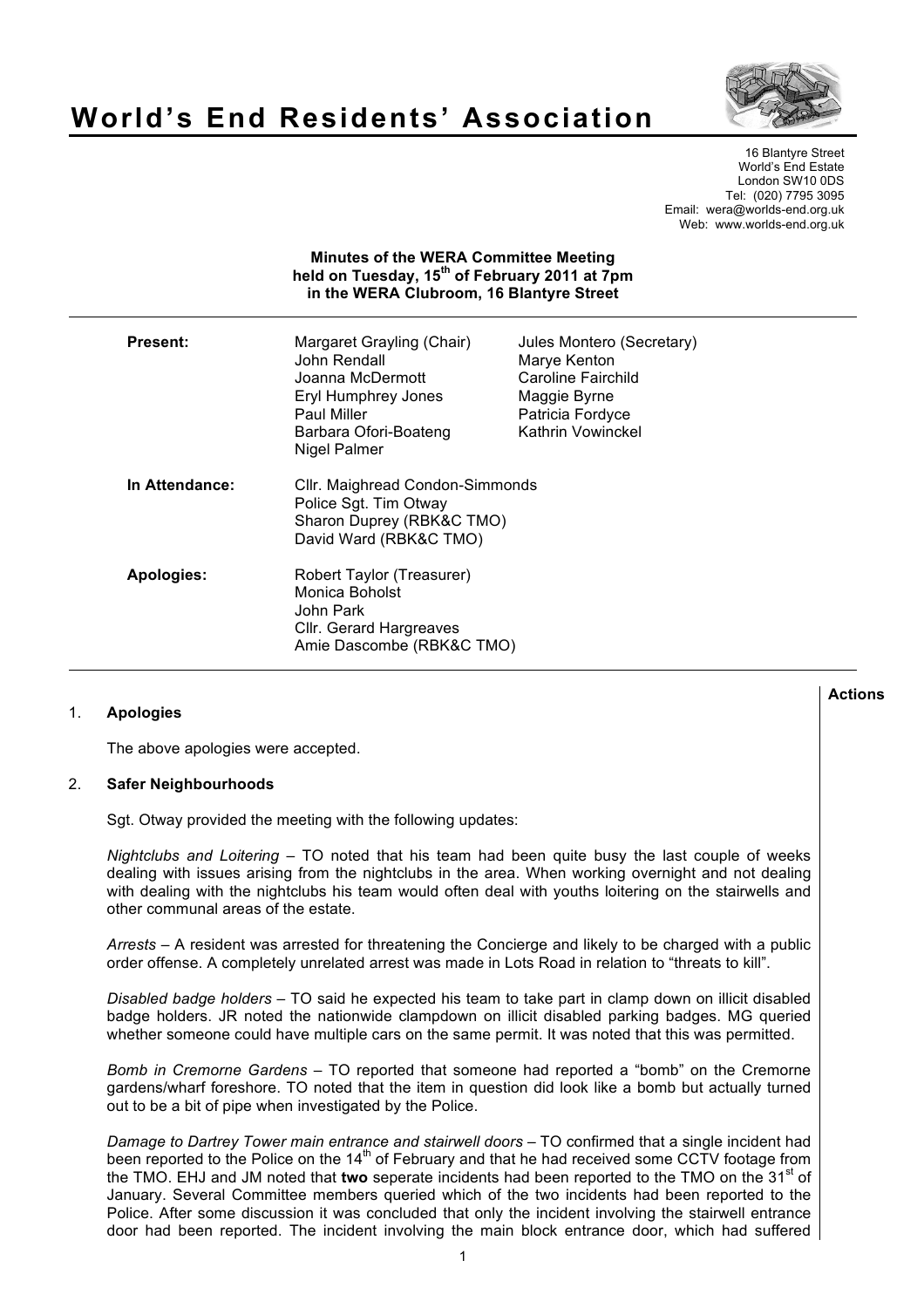# World's End Residents' Association

16 Blantyre Street
World's End Estate
London SW10 0DS
Tel: (020) 7795 3095
Email: wera@worlds-end.org.uk
Web: www.worlds-end.org.uk

**Minutes of the WERA Committee Meeting held on Tuesday, 15th of February 2011 at 7pm in the WERA Clubroom, 16 Blantyre Street**

| | | |
|---|---|---|
| **Present:** | Margaret Grayling (Chair) | Jules Montero (Secretary) |
| | John Rendall | Marye Kenton |
| | Joanna McDermott | Caroline Fairchild |
| | Eryl Humphrey Jones | Maggie Byrne |
| | Paul Miller | Patricia Fordyce |
| | Barbara Ofori-Boateng | Kathrin Vowinckel |
| | Nigel Palmer | |
| **In Attendance:** | Cllr. Maighread Condon-Simmonds | |
| | Police Sgt. Tim Otway | |
| | Sharon Duprey (RBK&C TMO) | |
| | David Ward (RBK&C TMO) | |
| **Apologies:** | Robert Taylor (Treasurer) | |
| | Monica Boholst | |
| | John Park | |
| | Cllr. Gerard Hargreaves | |
| | Amie Dascombe (RBK&C TMO) | |

**Actions**

1. **Apologies**

The above apologies were accepted.

2. **Safer Neighbourhoods**

Sgt. Otway provided the meeting with the following updates:

*Nightclubs and Loitering* – TO noted that his team had been quite busy the last couple of weeks dealing with issues arising from the nightclubs in the area. When working overnight and not dealing with dealing with the nightclubs his team would often deal with youths loitering on the stairwells and other communal areas of the estate.

*Arrests* – A resident was arrested for threatening the Concierge and likely to be charged with a public order offense. A completely unrelated arrest was made in Lots Road in relation to "threats to kill".

*Disabled badge holders* – TO said he expected his team to take part in clamp down on illicit disabled badge holders. JR noted the nationwide clampdown on illicit disabled parking badges. MG queried whether someone could have multiple cars on the same permit. It was noted that this was permitted.

*Bomb in Cremorne Gardens* – TO reported that someone had reported a "bomb" on the Cremorne gardens/wharf foreshore. TO noted that the item in question did look like a bomb but actually turned out to be a bit of pipe when investigated by the Police.

*Damage to Dartrey Tower main entrance and stairwell doors* – TO confirmed that a single incident had been reported to the Police on the 14th of February and that he had received some CCTV footage from the TMO. EHJ and JM noted that **two** seperate incidents had been reported to the TMO on the 31st of January. Several Committee members queried which of the two incidents had been reported to the Police. After some discussion it was concluded that only the incident involving the stairwell entrance door had been reported. The incident involving the main block entrance door, which had suffered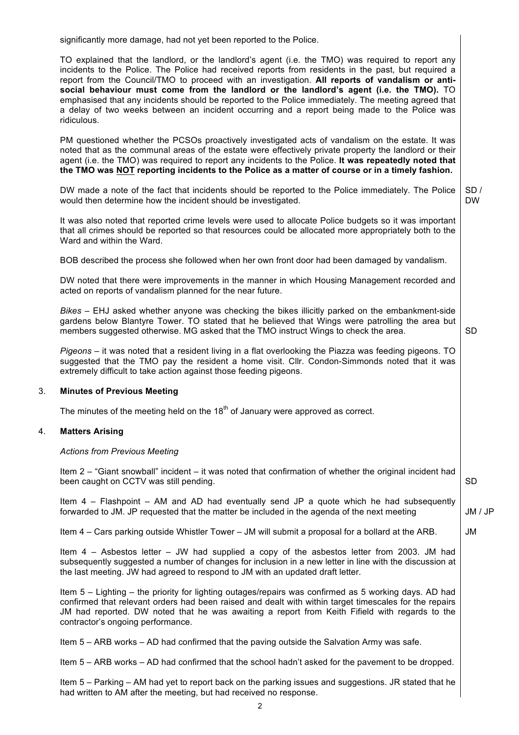significantly more damage, had not yet been reported to the Police.

TO explained that the landlord, or the landlord's agent (i.e. the TMO) was required to report any incidents to the Police. The Police had received reports from residents in the past, but required a report from the Council/TMO to proceed with an investigation. **All reports of vandalism or anti-social behaviour must come from the landlord or the landlord's agent (i.e. the TMO).** TO emphasised that any incidents should be reported to the Police immediately. The meeting agreed that a delay of two weeks between an incident occurring and a report being made to the Police was ridiculous.

PM questioned whether the PCSOs proactively investigated acts of vandalism on the estate. It was noted that as the communal areas of the estate were effectively private property the landlord or their agent (i.e. the TMO) was required to report any incidents to the Police. **It was repeatedly noted that the TMO was <u>NOT</u> reporting incidents to the Police as a matter of course or in a timely fashion.**

DW made a note of the fact that incidents should be reported to the Police immediately. The Police would then determine how the incident should be investigated. — **SD / DW**

It was also noted that reported crime levels were used to allocate Police budgets so it was important that all crimes should be reported so that resources could be allocated more appropriately both to the Ward and within the Ward.

BOB described the process she followed when her own front door had been damaged by vandalism.

DW noted that there were improvements in the manner in which Housing Management recorded and acted on reports of vandalism planned for the near future.

*Bikes* – EHJ asked whether anyone was checking the bikes illicitly parked on the embankment-side gardens below Blantyre Tower. TO stated that he believed that Wings were patrolling the area but members suggested otherwise. MG asked that the TMO instruct Wings to check the area. — **SD**

*Pigeons* – it was noted that a resident living in a flat overlooking the Piazza was feeding pigeons. TO suggested that the TMO pay the resident a home visit. Cllr. Condon-Simmonds noted that it was extremely difficult to take action against those feeding pigeons.

## 3. Minutes of Previous Meeting

The minutes of the meeting held on the 18th of January were approved as correct.

## 4. Matters Arising

*Actions from Previous Meeting*

Item 2 – "Giant snowball" incident – it was noted that confirmation of whether the original incident had been caught on CCTV was still pending. — **SD**

Item 4 – Flashpoint – AM and AD had eventually send JP a quote which he had subsequently forwarded to JM. JP requested that the matter be included in the agenda of the next meeting — **JM / JP**

Item 4 – Cars parking outside Whistler Tower – JM will submit a proposal for a bollard at the ARB. — **JM**

Item 4 – Asbestos letter – JW had supplied a copy of the asbestos letter from 2003. JM had subsequently suggested a number of changes for inclusion in a new letter in line with the discussion at the last meeting. JW had agreed to respond to JM with an updated draft letter.

Item 5 – Lighting – the priority for lighting outages/repairs was confirmed as 5 working days. AD had confirmed that relevant orders had been raised and dealt with within target timescales for the repairs JM had reported. DW noted that he was awaiting a report from Keith Fifield with regards to the contractor's ongoing performance.

Item 5 – ARB works – AD had confirmed that the paving outside the Salvation Army was safe.

Item 5 – ARB works – AD had confirmed that the school hadn't asked for the pavement to be dropped.

Item 5 – Parking – AM had yet to report back on the parking issues and suggestions. JR stated that he had written to AM after the meeting, but had received no response.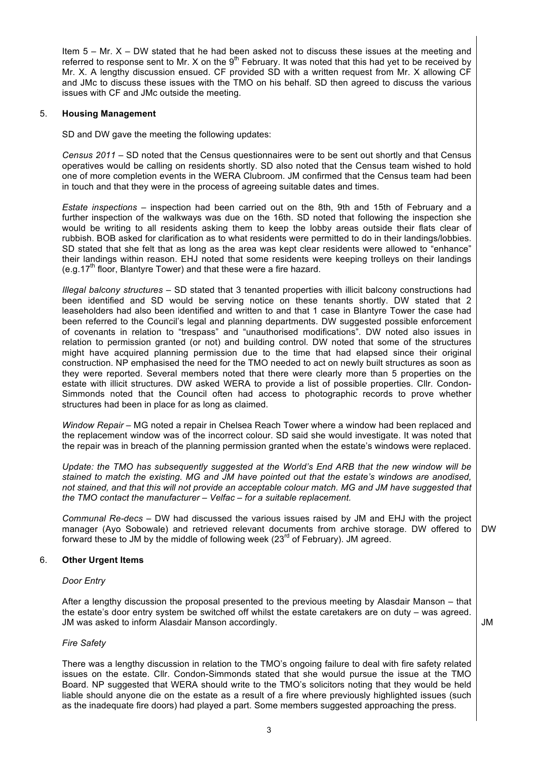Item 5 – Mr. X – DW stated that he had been asked not to discuss these issues at the meeting and referred to response sent to Mr. X on the 9th February. It was noted that this had yet to be received by Mr. X. A lengthy discussion ensued. CF provided SD with a written request from Mr. X allowing CF and JMc to discuss these issues with the TMO on his behalf. SD then agreed to discuss the various issues with CF and JMc outside the meeting.

## 5. Housing Management

SD and DW gave the meeting the following updates:

*Census 2011* – SD noted that the Census questionnaires were to be sent out shortly and that Census operatives would be calling on residents shortly. SD also noted that the Census team wished to hold one of more completion events in the WERA Clubroom. JM confirmed that the Census team had been in touch and that they were in the process of agreeing suitable dates and times.

*Estate inspections* – inspection had been carried out on the 8th, 9th and 15th of February and a further inspection of the walkways was due on the 16th. SD noted that following the inspection she would be writing to all residents asking them to keep the lobby areas outside their flats clear of rubbish. BOB asked for clarification as to what residents were permitted to do in their landings/lobbies. SD stated that she felt that as long as the area was kept clear residents were allowed to "enhance" their landings within reason. EHJ noted that some residents were keeping trolleys on their landings (e.g.17th floor, Blantyre Tower) and that these were a fire hazard.

*Illegal balcony structures* – SD stated that 3 tenanted properties with illicit balcony constructions had been identified and SD would be serving notice on these tenants shortly. DW stated that 2 leaseholders had also been identified and written to and that 1 case in Blantyre Tower the case had been referred to the Council's legal and planning departments. DW suggested possible enforcement of covenants in relation to "trespass" and "unauthorised modifications". DW noted also issues in relation to permission granted (or not) and building control. DW noted that some of the structures might have acquired planning permission due to the time that had elapsed since their original construction. NP emphasised the need for the TMO needed to act on newly built structures as soon as they were reported. Several members noted that there were clearly more than 5 properties on the estate with illicit structures. DW asked WERA to provide a list of possible properties. Cllr. Condon-Simmonds noted that the Council often had access to photographic records to prove whether structures had been in place for as long as claimed.

*Window Repair* – MG noted a repair in Chelsea Reach Tower where a window had been replaced and the replacement window was of the incorrect colour. SD said she would investigate. It was noted that the repair was in breach of the planning permission granted when the estate's windows were replaced.

*Update: the TMO has subsequently suggested at the World's End ARB that the new window will be stained to match the existing. MG and JM have pointed out that the estate's windows are anodised, not stained, and that this will not provide an acceptable colour match. MG and JM have suggested that the TMO contact the manufacturer – Velfac – for a suitable replacement.*

*Communal Re-decs* – DW had discussed the various issues raised by JM and EHJ with the project manager (Ayo Sobowale) and retrieved relevant documents from archive storage. DW offered to forward these to JM by the middle of following week (23rd of February). JM agreed. **DW**

## 6. Other Urgent Items

*Door Entry*

After a lengthy discussion the proposal presented to the previous meeting by Alasdair Manson – that the estate's door entry system be switched off whilst the estate caretakers are on duty – was agreed. JM was asked to inform Alasdair Manson accordingly. **JM**

*Fire Safety*

There was a lengthy discussion in relation to the TMO's ongoing failure to deal with fire safety related issues on the estate. Cllr. Condon-Simmonds stated that she would pursue the issue at the TMO Board. NP suggested that WERA should write to the TMO's solicitors noting that they would be held liable should anyone die on the estate as a result of a fire where previously highlighted issues (such as the inadequate fire doors) had played a part. Some members suggested approaching the press.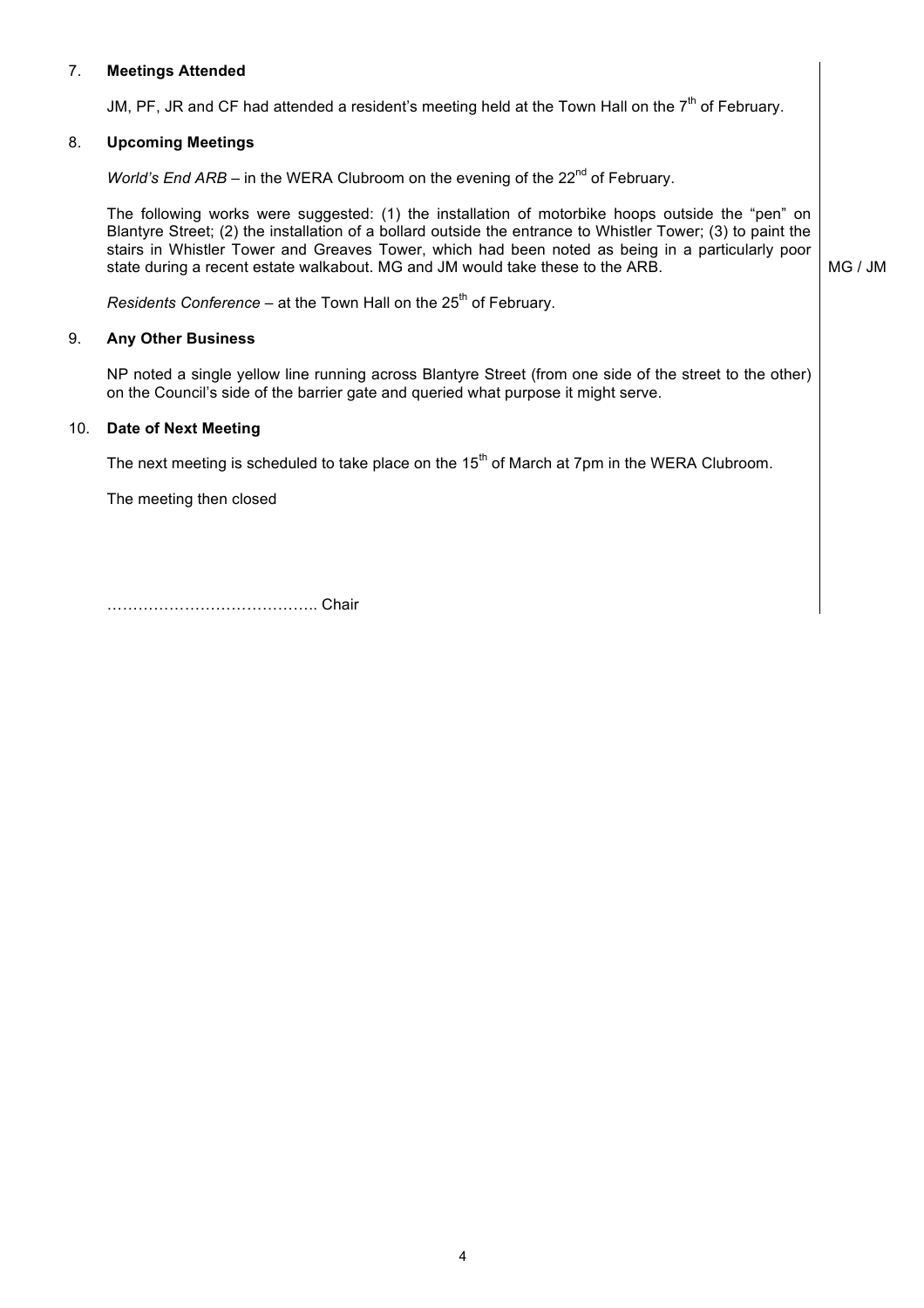7. **Meetings Attended**

   JM, PF, JR and CF had attended a resident's meeting held at the Town Hall on the 7th of February.

8. **Upcoming Meetings**

   *World's End ARB* – in the WERA Clubroom on the evening of the 22nd of February.

   The following works were suggested: (1) the installation of motorbike hoops outside the "pen" on Blantyre Street; (2) the installation of a bollard outside the entrance to Whistler Tower; (3) to paint the stairs in Whistler Tower and Greaves Tower, which had been noted as being in a particularly poor state during a recent estate walkabout. MG and JM would take these to the ARB. **MG / JM**

   *Residents Conference* – at the Town Hall on the 25th of February.

9. **Any Other Business**

   NP noted a single yellow line running across Blantyre Street (from one side of the street to the other) on the Council's side of the barrier gate and queried what purpose it might serve.

10. **Date of Next Meeting**

    The next meeting is scheduled to take place on the 15th of March at 7pm in the WERA Clubroom.

    The meeting then closed

…………………………………. Chair